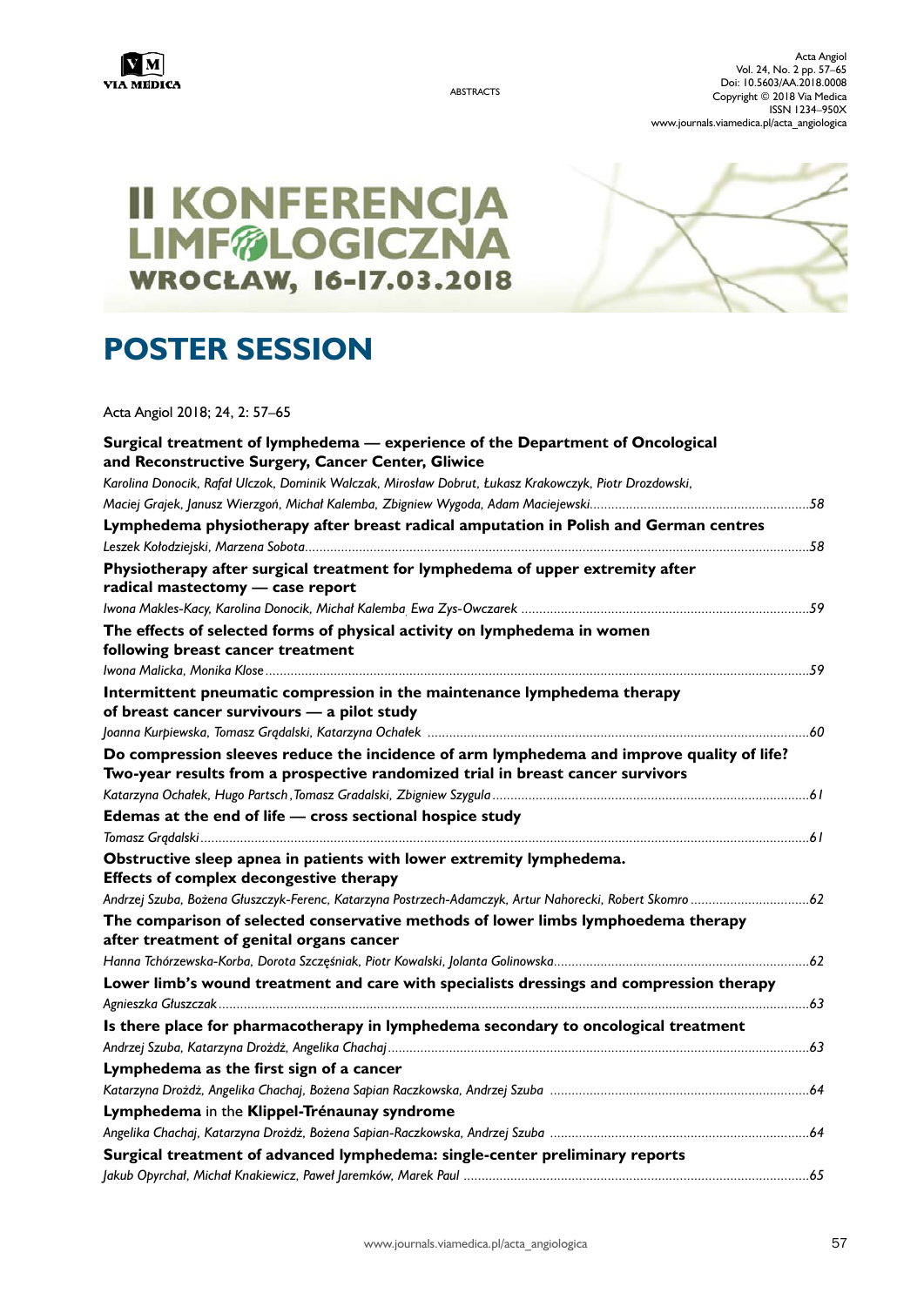ABSTRACTS

# II KONFERENCJA LIMFOLOGICZNA

## WROCŁAW, 16-17.03.2018

# POSTER SESSION

Acta Angiol 2018; 24, 2: 57–65

**Surgical treatment of lymphedema — experience of the Department of Oncological and Reconstructive Surgery, Cancer Center, Gliwice**
*Karolina Donocik, Rafał Ulczok, Dominik Walczak, Mirosław Dobrut, Łukasz Krakowczyk, Piotr Drozdowski, Maciej Grajek, Janusz Wierzgoń, Michał Kalemba, Zbigniew Wygoda, Adam Maciejewski*............58

**Lymphedema physiotherapy after breast radical amputation in Polish and German centres**
*Leszek Kołodziejski, Marzena Sobota*............58

**Physiotherapy after surgical treatment for lymphedema of upper extremity after radical mastectomy — case report**
*Iwona Makles-Kacy, Karolina Donocik, Michał Kalemba, Ewa Zys-Owczarek*............59

**The effects of selected forms of physical activity on lymphedema in women following breast cancer treatment**
*Iwona Malicka, Monika Klose*............59

**Intermittent pneumatic compression in the maintenance lymphedema therapy of breast cancer survivors — a pilot study**
*Joanna Kurpiewska, Tomasz Grądalski, Katarzyna Ochałek*............60

**Do compression sleeves reduce the incidence of arm lymphedema and improve quality of life? Two-year results from a prospective randomized trial in breast cancer survivors**
*Katarzyna Ochałek, Hugo Partsch, Tomasz Gradalski, Zbigniew Szygula*............61

**Edemas at the end of life — cross sectional hospice study**
*Tomasz Grądalski*............61

**Obstructive sleep apnea in patients with lower extremity lymphedema. Effects of complex decongestive therapy**
*Andrzej Szuba, Bożena Głuszczyk-Ferenc, Katarzyna Postrzech-Adamczyk, Artur Nahorecki, Robert Skomro*............62

**The comparison of selected conservative methods of lower limbs lymphoedema therapy after treatment of genital organs cancer**
*Hanna Tchórzewska-Korba, Dorota Szczęśniak, Piotr Kowalski, Jolanta Golinowska*............62

**Lower limb's wound treatment and care with specialists dressings and compression therapy**
*Agnieszka Głuszczak*............63

**Is there place for pharmacotherapy in lymphedema secondary to oncological treatment**
*Andrzej Szuba, Katarzyna Drożdż, Angelika Chachaj*............63

**Lymphedema as the first sign of a cancer**
*Katarzyna Drożdż, Angelika Chachaj, Bożena Sapian Raczkowska, Andrzej Szuba*............64

**Lymphedema** in the **Klippel-Trénaunay syndrome**
*Angelika Chachaj, Katarzyna Drożdż, Bożena Sapian-Raczkowska, Andrzej Szuba*............64

**Surgical treatment of advanced lymphedema: single-center preliminary reports**
*Jakub Opyrchał, Michał Knakiewicz, Paweł Jaremków, Marek Paul*............65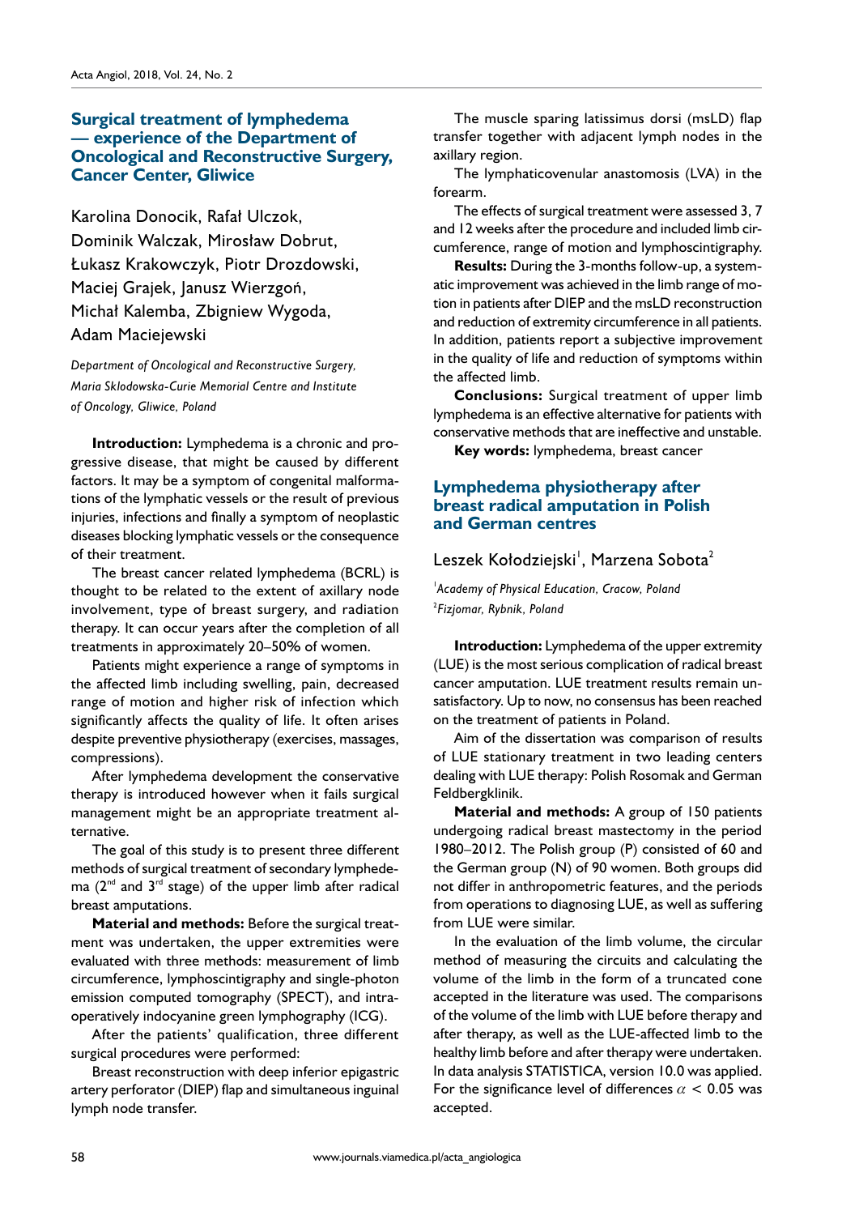## Surgical treatment of lymphedema — experience of the Department of Oncological and Reconstructive Surgery, Cancer Center, Gliwice

Karolina Donocik, Rafał Ulczok, Dominik Walczak, Mirosław Dobrut, Łukasz Krakowczyk, Piotr Drozdowski, Maciej Grajek, Janusz Wierzgoń, Michał Kalemba, Zbigniew Wygoda, Adam Maciejewski

*Department of Oncological and Reconstructive Surgery, Maria Sklodowska-Curie Memorial Centre and Institute of Oncology, Gliwice, Poland*

**Introduction:** Lymphedema is a chronic and progressive disease, that might be caused by different factors. It may be a symptom of congenital malformations of the lymphatic vessels or the result of previous injuries, infections and finally a symptom of neoplastic diseases blocking lymphatic vessels or the consequence of their treatment.

The breast cancer related lymphedema (BCRL) is thought to be related to the extent of axillary node involvement, type of breast surgery, and radiation therapy. It can occur years after the completion of all treatments in approximately 20–50% of women.

Patients might experience a range of symptoms in the affected limb including swelling, pain, decreased range of motion and higher risk of infection which significantly affects the quality of life. It often arises despite preventive physiotherapy (exercises, massages, compressions).

After lymphedema development the conservative therapy is introduced however when it fails surgical management might be an appropriate treatment alternative.

The goal of this study is to present three different methods of surgical treatment of secondary lymphedema (2nd and 3rd stage) of the upper limb after radical breast amputations.

**Material and methods:** Before the surgical treatment was undertaken, the upper extremities were evaluated with three methods: measurement of limb circumference, lymphoscintigraphy and single-photon emission computed tomography (SPECT), and intraoperatively indocyanine green lymphography (ICG).

After the patients' qualification, three different surgical procedures were performed:

Breast reconstruction with deep inferior epigastric artery perforator (DIEP) flap and simultaneous inguinal lymph node transfer.

The muscle sparing latissimus dorsi (msLD) flap transfer together with adjacent lymph nodes in the axillary region.

The lymphaticovenular anastomosis (LVA) in the forearm.

The effects of surgical treatment were assessed 3, 7 and 12 weeks after the procedure and included limb circumference, range of motion and lymphoscintigraphy.

**Results:** During the 3-months follow-up, a systematic improvement was achieved in the limb range of motion in patients after DIEP and the msLD reconstruction and reduction of extremity circumference in all patients. In addition, patients report a subjective improvement in the quality of life and reduction of symptoms within the affected limb.

**Conclusions:** Surgical treatment of upper limb lymphedema is an effective alternative for patients with conservative methods that are ineffective and unstable.

**Key words:** lymphedema, breast cancer

## Lymphedema physiotherapy after breast radical amputation in Polish and German centres

Leszek Kołodziejski[1], Marzena Sobota[2]

[1]*Academy of Physical Education, Cracow, Poland*
[2]*Fizjomar, Rybnik, Poland*

**Introduction:** Lymphedema of the upper extremity (LUE) is the most serious complication of radical breast cancer amputation. LUE treatment results remain unsatisfactory. Up to now, no consensus has been reached on the treatment of patients in Poland.

Aim of the dissertation was comparison of results of LUE stationary treatment in two leading centers dealing with LUE therapy: Polish Rosomak and German Feldbergklinik.

**Material and methods:** A group of 150 patients undergoing radical breast mastectomy in the period 1980–2012. The Polish group (P) consisted of 60 and the German group (N) of 90 women. Both groups did not differ in anthropometric features, and the periods from operations to diagnosing LUE, as well as suffering from LUE were similar.

In the evaluation of the limb volume, the circular method of measuring the circuits and calculating the volume of the limb in the form of a truncated cone accepted in the literature was used. The comparisons of the volume of the limb with LUE before therapy and after therapy, as well as the LUE-affected limb to the healthy limb before and after therapy were undertaken. In data analysis STATISTICA, version 10.0 was applied. For the significance level of differences $\alpha < 0.05$ was accepted.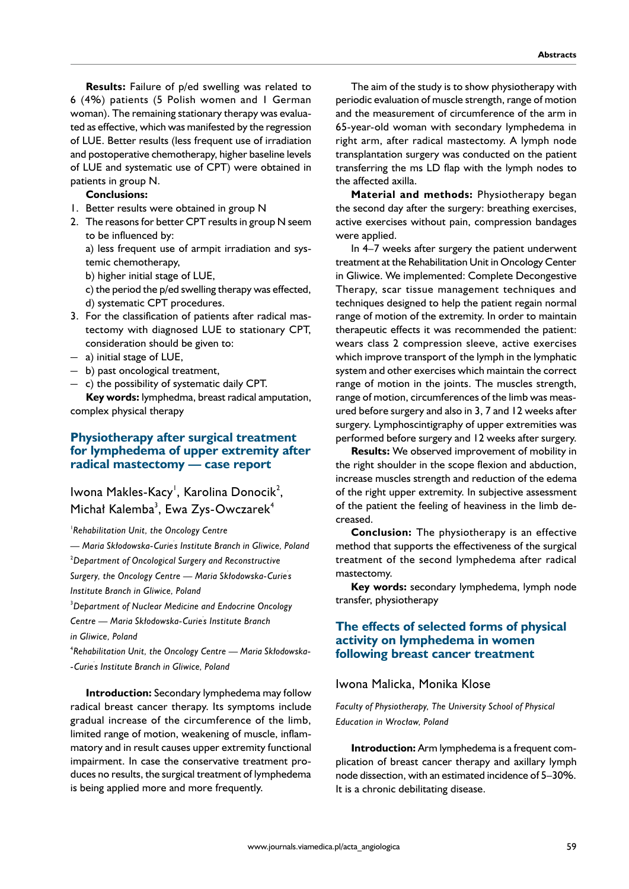**Results:** Failure of p/ed swelling was related to 6 (4%) patients (5 Polish women and 1 German woman). The remaining stationary therapy was evaluated as effective, which was manifested by the regression of LUE. Better results (less frequent use of irradiation and postoperative chemotherapy, higher baseline levels of LUE and systematic use of CPT) were obtained in patients in group N.

**Conclusions:**

1. Better results were obtained in group N
2. The reasons for better CPT results in group N seem to be influenced by:
   a) less frequent use of armpit irradiation and systemic chemotherapy,
   b) higher initial stage of LUE,
   c) the period the p/ed swelling therapy was effected,
   d) systematic CPT procedures.
3. For the classification of patients after radical mastectomy with diagnosed LUE to stationary CPT, consideration should be given to:

— a) initial stage of LUE,
— b) past oncological treatment,
— c) the possibility of systematic daily CPT.

**Key words:** lymphedma, breast radical amputation, complex physical therapy

## Physiotherapy after surgical treatment for lymphedema of upper extremity after radical mastectomy — case report

Iwona Makles-Kacy[1], Karolina Donocik[2], Michał Kalemba[3], Ewa Zys-Owczarek[4]

[1]*Rehabilitation Unit, the Oncology Centre — Maria Skłodowska-Curie's Institute Branch in Gliwice, Poland*
[2]*Department of Oncological Surgery and Reconstructive Surgery, the Oncology Centre — Maria Skłodowska-Curie's Institute Branch in Gliwice, Poland*
[3]*Department of Nuclear Medicine and Endocrine Oncology Centre — Maria Skłodowska-Curie's Institute Branch in Gliwice, Poland*
[4]*Rehabilitation Unit, the Oncology Centre — Maria Skłodowska-Curie's Institute Branch in Gliwice, Poland*

**Introduction:** Secondary lymphedema may follow radical breast cancer therapy. Its symptoms include gradual increase of the circumference of the limb, limited range of motion, weakening of muscle, inflammatory and in result causes upper extremity functional impairment. In case the conservative treatment produces no results, the surgical treatment of lymphedema is being applied more and more frequently.

The aim of the study is to show physiotherapy with periodic evaluation of muscle strength, range of motion and the measurement of circumference of the arm in 65-year-old woman with secondary lymphedema in right arm, after radical mastectomy. A lymph node transplantation surgery was conducted on the patient transferring the ms LD flap with the lymph nodes to the affected axilla.

**Material and methods:** Physiotherapy began the second day after the surgery: breathing exercises, active exercises without pain, compression bandages were applied.

In 4–7 weeks after surgery the patient underwent treatment at the Rehabilitation Unit in Oncology Center in Gliwice. We implemented: Complete Decongestive Therapy, scar tissue management techniques and techniques designed to help the patient regain normal range of motion of the extremity. In order to maintain therapeutic effects it was recommended the patient: wears class 2 compression sleeve, active exercises which improve transport of the lymph in the lymphatic system and other exercises which maintain the correct range of motion in the joints. The muscles strength, range of motion, circumferences of the limb was measured before surgery and also in 3, 7 and 12 weeks after surgery. Lymphoscintigraphy of upper extremities was performed before surgery and 12 weeks after surgery.

**Results:** We observed improvement of mobility in the right shoulder in the scope flexion and abduction, increase muscles strength and reduction of the edema of the right upper extremity. In subjective assessment of the patient the feeling of heaviness in the limb decreased.

**Conclusion:** The physiotherapy is an effective method that supports the effectiveness of the surgical treatment of the second lymphedema after radical mastectomy.

**Key words:** secondary lymphedema, lymph node transfer, physiotherapy

## The effects of selected forms of physical activity on lymphedema in women following breast cancer treatment

Iwona Malicka, Monika Klose

*Faculty of Physiotherapy, The University School of Physical Education in Wrocław, Poland*

**Introduction:** Arm lymphedema is a frequent complication of breast cancer therapy and axillary lymph node dissection, with an estimated incidence of 5–30%. It is a chronic debilitating disease.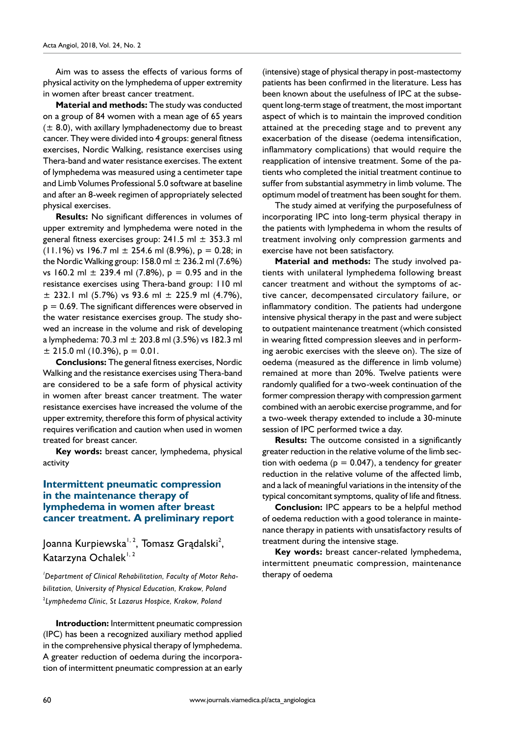Aim was to assess the effects of various forms of physical activity on the lymphedema of upper extremity in women after breast cancer treatment.

**Material and methods:** The study was conducted on a group of 84 women with a mean age of 65 years (± 8.0), with axillary lymphadenectomy due to breast cancer. They were divided into 4 groups: general fitness exercises, Nordic Walking, resistance exercises using Thera-band and water resistance exercises. The extent of lymphedema was measured using a centimeter tape and Limb Volumes Professional 5.0 software at baseline and after an 8-week regimen of appropriately selected physical exercises.

**Results:** No significant differences in volumes of upper extremity and lymphedema were noted in the general fitness exercises group: 241.5 ml ± 353.3 ml (11.1%) vs 196.7 ml ± 254.6 ml (8.9%), $p = 0.28$; in the Nordic Walking group: 158.0 ml ± 236.2 ml (7.6%) vs 160.2 ml ± 239.4 ml (7.8%), $p = 0.95$ and in the resistance exercises using Thera-band group: 110 ml ± 232.1 ml (5.7%) vs 93.6 ml ± 225.9 ml (4.7%), $p = 0.69$. The significant differences were observed in the water resistance exercises group. The study showed an increase in the volume and risk of developing a lymphedema: 70.3 ml ± 203.8 ml (3.5%) vs 182.3 ml ± 215.0 ml (10.3%), $p = 0.01$.

**Conclusions:** The general fitness exercises, Nordic Walking and the resistance exercises using Thera-band are considered to be a safe form of physical activity in women after breast cancer treatment. The water resistance exercises have increased the volume of the upper extremity, therefore this form of physical activity requires verification and caution when used in women treated for breast cancer.

**Key words:** breast cancer, lymphedema, physical activity

## Intermittent pneumatic compression in the maintenance therapy of lymphedema in women after breast cancer treatment. A preliminary report

Joanna Kurpiewska[1, 2], Tomasz Grądalski[2], Katarzyna Ochalek[1, 2]

*[1]Department of Clinical Rehabilitation, Faculty of Motor Rehabilitation, University of Physical Education, Krakow, Poland*
*[2]Lymphedema Clinic, St Lazarus Hospice, Krakow, Poland*

**Introduction:** Intermittent pneumatic compression (IPC) has been a recognized auxiliary method applied in the comprehensive physical therapy of lymphedema. A greater reduction of oedema during the incorporation of intermittent pneumatic compression at an early (intensive) stage of physical therapy in post-mastectomy patients has been confirmed in the literature. Less has been known about the usefulness of IPC at the subsequent long-term stage of treatment, the most important aspect of which is to maintain the improved condition attained at the preceding stage and to prevent any exacerbation of the disease (oedema intensification, inflammatory complications) that would require the reapplication of intensive treatment. Some of the patients who completed the initial treatment continue to suffer from substantial asymmetry in limb volume. The optimum model of treatment has been sought for them.

The study aimed at verifying the purposefulness of incorporating IPC into long-term physical therapy in the patients with lymphedema in whom the results of treatment involving only compression garments and exercise have not been satisfactory.

**Material and methods:** The study involved patients with unilateral lymphedema following breast cancer treatment and without the symptoms of active cancer, decompensated circulatory failure, or inflammatory condition. The patients had undergone intensive physical therapy in the past and were subject to outpatient maintenance treatment (which consisted in wearing fitted compression sleeves and in performing aerobic exercises with the sleeve on). The size of oedema (measured as the difference in limb volume) remained at more than 20%. Twelve patients were randomly qualified for a two-week continuation of the former compression therapy with compression garment combined with an aerobic exercise programme, and for a two-week therapy extended to include a 30-minute session of IPC performed twice a day.

**Results:** The outcome consisted in a significantly greater reduction in the relative volume of the limb section with oedema ($p = 0.047$), a tendency for greater reduction in the relative volume of the affected limb, and a lack of meaningful variations in the intensity of the typical concomitant symptoms, quality of life and fitness.

**Conclusion:** IPC appears to be a helpful method of oedema reduction with a good tolerance in maintenance therapy in patients with unsatisfactory results of treatment during the intensive stage.

**Key words:** breast cancer-related lymphedema, intermittent pneumatic compression, maintenance therapy of oedema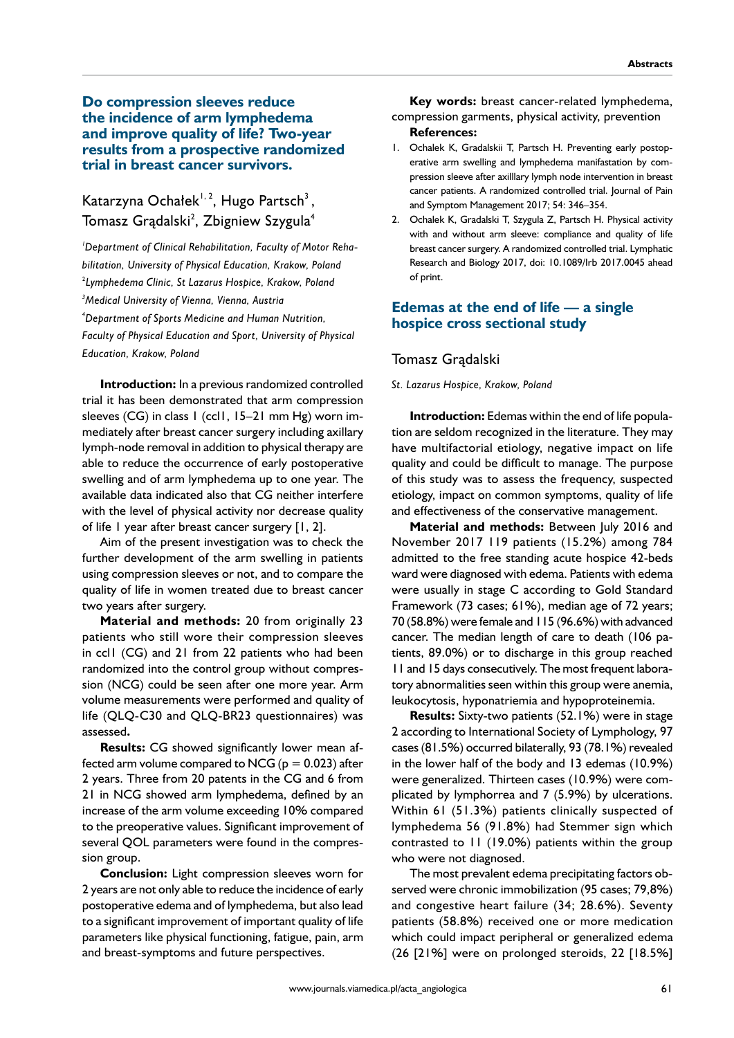## Do compression sleeves reduce the incidence of arm lymphedema and improve quality of life? Two-year results from a prospective randomized trial in breast cancer survivors.

Katarzyna Ochałek[1, 2], Hugo Partsch[3], Tomasz Grądalski[2], Zbigniew Szygula[4]

*[1]Department of Clinical Rehabilitation, Faculty of Motor Rehabilitation, University of Physical Education, Krakow, Poland*
*[2]Lymphedema Clinic, St Lazarus Hospice, Krakow, Poland*
*[3]Medical University of Vienna, Vienna, Austria*
*[4]Department of Sports Medicine and Human Nutrition, Faculty of Physical Education and Sport, University of Physical Education, Krakow, Poland*

**Introduction:** In a previous randomized controlled trial it has been demonstrated that arm compression sleeves (CG) in class I (ccl1, 15–21 mm Hg) worn immediately after breast cancer surgery including axillary lymph-node removal in addition to physical therapy are able to reduce the occurrence of early postoperative swelling and of arm lymphedema up to one year. The available data indicated also that CG neither interfere with the level of physical activity nor decrease quality of life 1 year after breast cancer surgery [1, 2].

Aim of the present investigation was to check the further development of the arm swelling in patients using compression sleeves or not, and to compare the quality of life in women treated due to breast cancer two years after surgery.

**Material and methods:** 20 from originally 23 patients who still wore their compression sleeves in ccl1 (CG) and 21 from 22 patients who had been randomized into the control group without compression (NCG) could be seen after one more year. Arm volume measurements were performed and quality of life (QLQ-C30 and QLQ-BR23 questionnaires) was assessed**.**

**Results:** CG showed significantly lower mean affected arm volume compared to NCG ($p = 0.023$) after 2 years. Three from 20 patents in the CG and 6 from 21 in NCG showed arm lymphedema, defined by an increase of the arm volume exceeding 10% compared to the preoperative values. Significant improvement of several QOL parameters were found in the compression group.

**Conclusion:** Light compression sleeves worn for 2 years are not only able to reduce the incidence of early postoperative edema and of lymphedema, but also lead to a significant improvement of important quality of life parameters like physical functioning, fatigue, pain, arm and breast-symptoms and future perspectives.

**Key words:** breast cancer-related lymphedema, compression garments, physical activity, prevention

**References:**

1. Ochalek K, Gradalskii T, Partsch H. Preventing early postoperative arm swelling and lymphedema manifastation by compression sleeve after axilllary lymph node intervention in breast cancer patients. A randomized controlled trial. Journal of Pain and Symptom Management 2017; 54: 346–354.
2. Ochalek K, Gradalski T, Szygula Z, Partsch H. Physical activity with and without arm sleeve: compliance and quality of life breast cancer surgery. A randomized controlled trial. Lymphatic Research and Biology 2017, doi: 10.1089/lrb 2017.0045 ahead of print.

## Edemas at the end of life — a single hospice cross sectional study

Tomasz Grądalski

*St. Lazarus Hospice, Krakow, Poland*

**Introduction:** Edemas within the end of life population are seldom recognized in the literature. They may have multifactorial etiology, negative impact on life quality and could be difficult to manage. The purpose of this study was to assess the frequency, suspected etiology, impact on common symptoms, quality of life and effectiveness of the conservative management.

**Material and methods:** Between July 2016 and November 2017 119 patients (15.2%) among 784 admitted to the free standing acute hospice 42-beds ward were diagnosed with edema. Patients with edema were usually in stage C according to Gold Standard Framework (73 cases; 61%), median age of 72 years; 70 (58.8%) were female and 115 (96.6%) with advanced cancer. The median length of care to death (106 patients, 89.0%) or to discharge in this group reached 11 and 15 days consecutively. The most frequent laboratory abnormalities seen within this group were anemia, leukocytosis, hyponatriemia and hypoproteinemia.

**Results:** Sixty-two patients (52.1%) were in stage 2 according to International Society of Lymphology, 97 cases (81.5%) occurred bilaterally, 93 (78.1%) revealed in the lower half of the body and 13 edemas (10.9%) were generalized. Thirteen cases (10.9%) were complicated by lymphorrea and 7 (5.9%) by ulcerations. Within 61 (51.3%) patients clinically suspected of lymphedema 56 (91.8%) had Stemmer sign which contrasted to 11 (19.0%) patients within the group who were not diagnosed.

The most prevalent edema precipitating factors observed were chronic immobilization (95 cases; 79,8%) and congestive heart failure (34; 28.6%). Seventy patients (58.8%) received one or more medication which could impact peripheral or generalized edema (26 [21%] were on prolonged steroids, 22 [18.5%]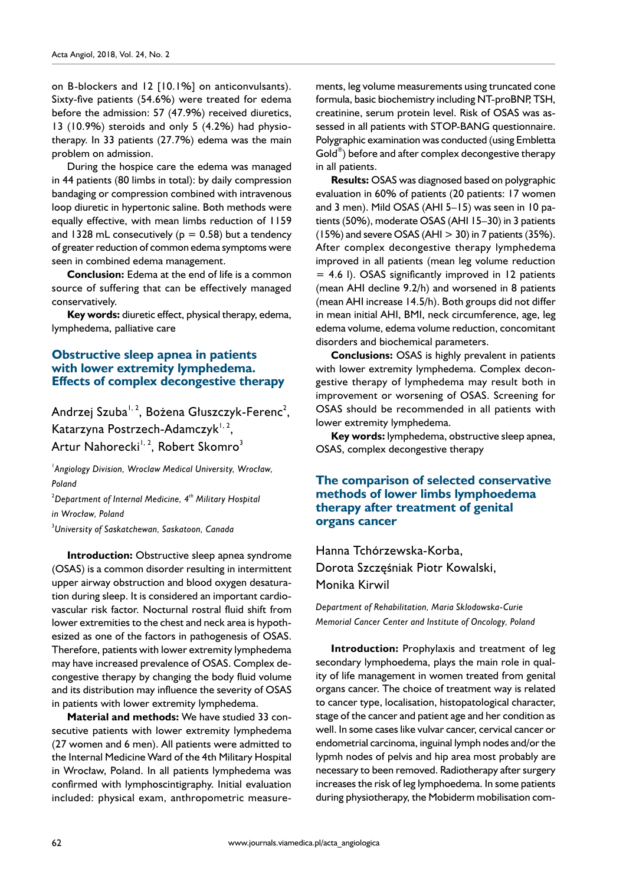on B-blockers and 12 [10.1%] on anticonvulsants). Sixty-five patients (54.6%) were treated for edema before the admission: 57 (47.9%) received diuretics, 13 (10.9%) steroids and only 5 (4.2%) had physiotherapy. In 33 patients (27.7%) edema was the main problem on admission.

During the hospice care the edema was managed in 44 patients (80 limbs in total): by daily compression bandaging or compression combined with intravenous loop diuretic in hypertonic saline. Both methods were equally effective, with mean limbs reduction of 1159 and 1328 mL consecutively ($p = 0.58$) but a tendency of greater reduction of common edema symptoms were seen in combined edema management.

**Conclusion:** Edema at the end of life is a common source of suffering that can be effectively managed conservatively.

**Key words:** diuretic effect, physical therapy, edema, lymphedema, palliative care

## Obstructive sleep apnea in patients with lower extremity lymphedema. Effects of complex decongestive therapy

Andrzej Szuba[1, 2], Bożena Głuszczyk-Ferenc[2], Katarzyna Postrzech-Adamczyk[1, 2], Artur Nahorecki[1, 2], Robert Skomro[3]

[1]*Angiology Division, Wroclaw Medical University, Wrocław, Poland*

[2]*Department of Internal Medicine, 4th Military Hospital in Wrocław, Poland*

[3]*University of Saskatchewan, Saskatoon, Canada*

**Introduction:** Obstructive sleep apnea syndrome (OSAS) is a common disorder resulting in intermittent upper airway obstruction and blood oxygen desaturation during sleep. It is considered an important cardiovascular risk factor. Nocturnal rostral fluid shift from lower extremities to the chest and neck area is hypothesized as one of the factors in pathogenesis of OSAS. Therefore, patients with lower extremity lymphedema may have increased prevalence of OSAS. Complex decongestive therapy by changing the body fluid volume and its distribution may influence the severity of OSAS in patients with lower extremity lymphedema.

**Material and methods:** We have studied 33 consecutive patients with lower extremity lymphedema (27 women and 6 men). All patients were admitted to the Internal Medicine Ward of the 4th Military Hospital in Wrocław, Poland. In all patients lymphedema was confirmed with lymphoscintigraphy. Initial evaluation included: physical exam, anthropometric measurements, leg volume measurements using truncated cone formula, basic biochemistry including NT-proBNP, TSH, creatinine, serum protein level. Risk of OSAS was assessed in all patients with STOP-BANG questionnaire. Polygraphic examination was conducted (using Embletta Gold®) before and after complex decongestive therapy in all patients.

**Results:** OSAS was diagnosed based on polygraphic evaluation in 60% of patients (20 patients: 17 women and 3 men). Mild OSAS (AHI 5–15) was seen in 10 patients (50%), moderate OSAS (AHI 15–30) in 3 patients (15%) and severe OSAS (AHI > 30) in 7 patients (35%). After complex decongestive therapy lymphedema improved in all patients (mean leg volume reduction = 4.6 l). OSAS significantly improved in 12 patients (mean AHI decline 9.2/h) and worsened in 8 patients (mean AHI increase 14.5/h). Both groups did not differ in mean initial AHI, BMI, neck circumference, age, leg edema volume, edema volume reduction, concomitant disorders and biochemical parameters.

**Conclusions:** OSAS is highly prevalent in patients with lower extremity lymphedema. Complex decongestive therapy of lymphedema may result both in improvement or worsening of OSAS. Screening for OSAS should be recommended in all patients with lower extremity lymphedema.

**Key words:** lymphedema, obstructive sleep apnea, OSAS, complex decongestive therapy

## The comparison of selected conservative methods of lower limbs lymphoedema therapy after treatment of genital organs cancer

Hanna Tchórzewska-Korba, Dorota Szczęśniak Piotr Kowalski, Monika Kirwil

*Department of Rehabilitation, Maria Sklodowska-Curie Memorial Cancer Center and Institute of Oncology, Poland*

**Introduction:** Prophylaxis and treatment of leg secondary lymphoedema, plays the main role in quality of life management in women treated from genital organs cancer. The choice of treatment way is related to cancer type, localisation, histopatological character, stage of the cancer and patient age and her condition as well. In some cases like vulvar cancer, cervical cancer or endometrial carcinoma, inguinal lymph nodes and/or the lypmh nodes of pelvis and hip area most probably are necessary to been removed. Radiotherapy after surgery increases the risk of leg lymphoedema. In some patients during physiotherapy, the Mobiderm mobilisation com-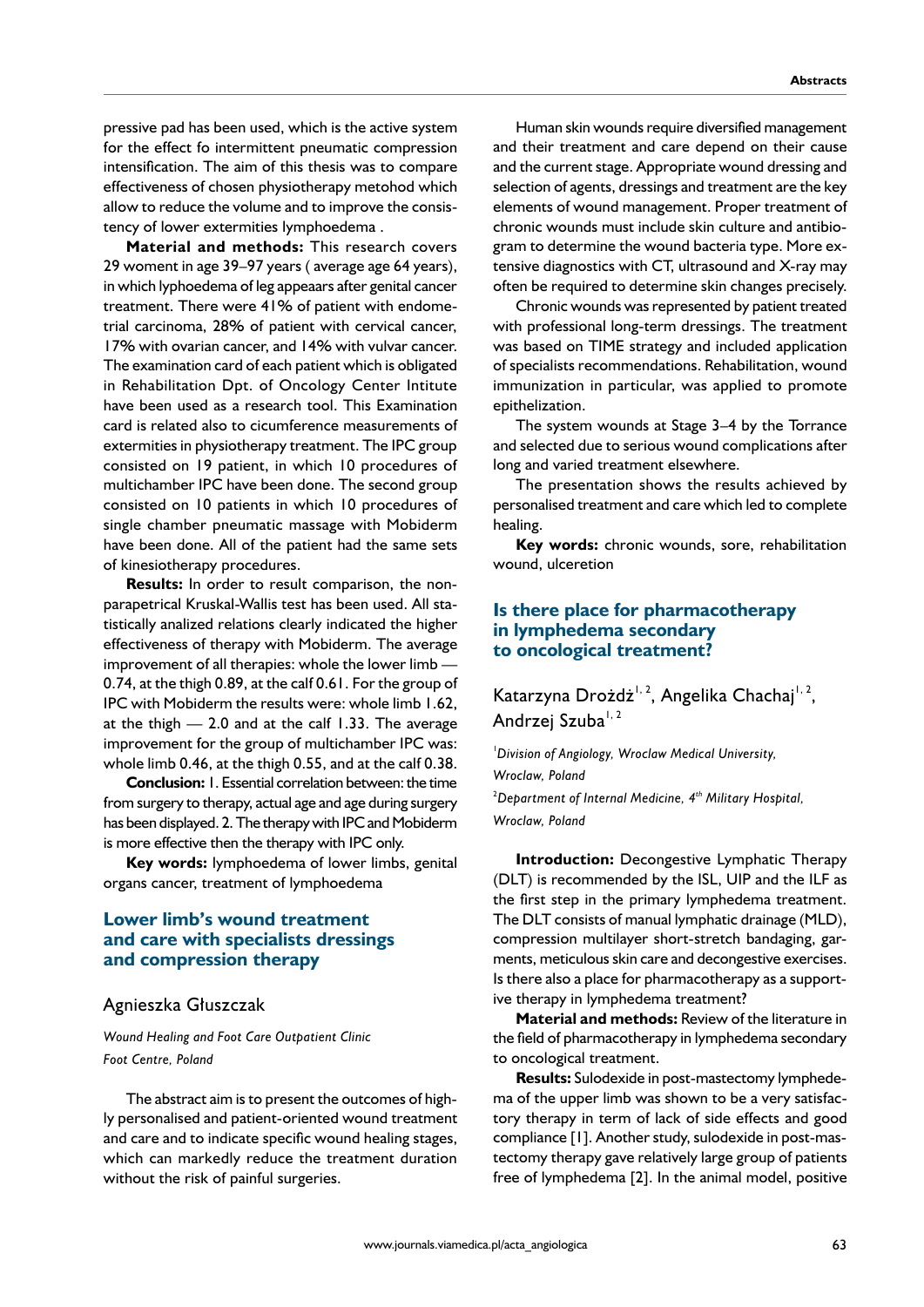pressive pad has been used, which is the active system for the effect fo intermittent pneumatic compression intensification. The aim of this thesis was to compare effectiveness of chosen physiotherapy metohod which allow to reduce the volume and to improve the consistency of lower extermities lymphoedema .

**Material and methods:** This research covers 29 woment in age 39–97 years ( average age 64 years), in which lyphoedema of leg appeaars after genital cancer treatment. There were 41% of patient with endometrial carcinoma, 28% of patient with cervical cancer, 17% with ovarian cancer, and 14% with vulvar cancer. The examination card of each patient which is obligated in Rehabilitation Dpt. of Oncology Center Intitute have been used as a research tool. This Examination card is related also to cicumference measurements of extermities in physiotherapy treatment. The IPC group consisted on 19 patient, in which 10 procedures of multichamber IPC have been done. The second group consisted on 10 patients in which 10 procedures of single chamber pneumatic massage with Mobiderm have been done. All of the patient had the same sets of kinesiotherapy procedures.

**Results:** In order to result comparison, the non-parapetrical Kruskal-Wallis test has been used. All statistically analized relations clearly indicated the higher effectiveness of therapy with Mobiderm. The average improvement of all therapies: whole the lower limb — 0.74, at the thigh 0.89, at the calf 0.61. For the group of IPC with Mobiderm the results were: whole limb 1.62, at the thigh — 2.0 and at the calf 1.33. The average improvement for the group of multichamber IPC was: whole limb 0.46, at the thigh 0.55, and at the calf 0.38.

**Conclusion:** 1. Essential correlation between: the time from surgery to therapy, actual age and age during surgery has been displayed. 2. The therapy with IPC and Mobiderm is more effective then the therapy with IPC only.

**Key words:** lymphoedema of lower limbs, genital organs cancer, treatment of lymphoedema

## Lower limb's wound treatment and care with specialists dressings and compression therapy

Agnieszka Głuszczak

*Wound Healing and Foot Care Outpatient Clinic*
*Foot Centre, Poland*

The abstract aim is to present the outcomes of highly personalised and patient-oriented wound treatment and care and to indicate specific wound healing stages, which can markedly reduce the treatment duration without the risk of painful surgeries.

Human skin wounds require diversified management and their treatment and care depend on their cause and the current stage. Appropriate wound dressing and selection of agents, dressings and treatment are the key elements of wound management. Proper treatment of chronic wounds must include skin culture and antibiogram to determine the wound bacteria type. More extensive diagnostics with CT, ultrasound and X-ray may often be required to determine skin changes precisely.

Chronic wounds was represented by patient treated with professional long-term dressings. The treatment was based on TIME strategy and included application of specialists recommendations. Rehabilitation, wound immunization in particular, was applied to promote epithelization.

The system wounds at Stage 3–4 by the Torrance and selected due to serious wound complications after long and varied treatment elsewhere.

The presentation shows the results achieved by personalised treatment and care which led to complete healing.

**Key words:** chronic wounds, sore, rehabilitation wound, ulceretion

## Is there place for pharmacotherapy in lymphedema secondary to oncological treatment?

Katarzyna Drożdż[1, 2], Angelika Chachaj[1, 2], Andrzej Szuba[1, 2]

[1]*Division of Angiology, Wroclaw Medical University, Wroclaw, Poland*
[2]*Department of Internal Medicine, 4th Military Hospital, Wroclaw, Poland*

**Introduction:** Decongestive Lymphatic Therapy (DLT) is recommended by the ISL, UIP and the ILF as the first step in the primary lymphedema treatment. The DLT consists of manual lymphatic drainage (MLD), compression multilayer short-stretch bandaging, garments, meticulous skin care and decongestive exercises. Is there also a place for pharmacotherapy as a supportive therapy in lymphedema treatment?

**Material and methods:** Review of the literature in the field of pharmacotherapy in lymphedema secondary to oncological treatment.

**Results:** Sulodexide in post-mastectomy lymphedema of the upper limb was shown to be a very satisfactory therapy in term of lack of side effects and good compliance [1]. Another study, sulodexide in post-mastectomy therapy gave relatively large group of patients free of lymphedema [2]. In the animal model, positive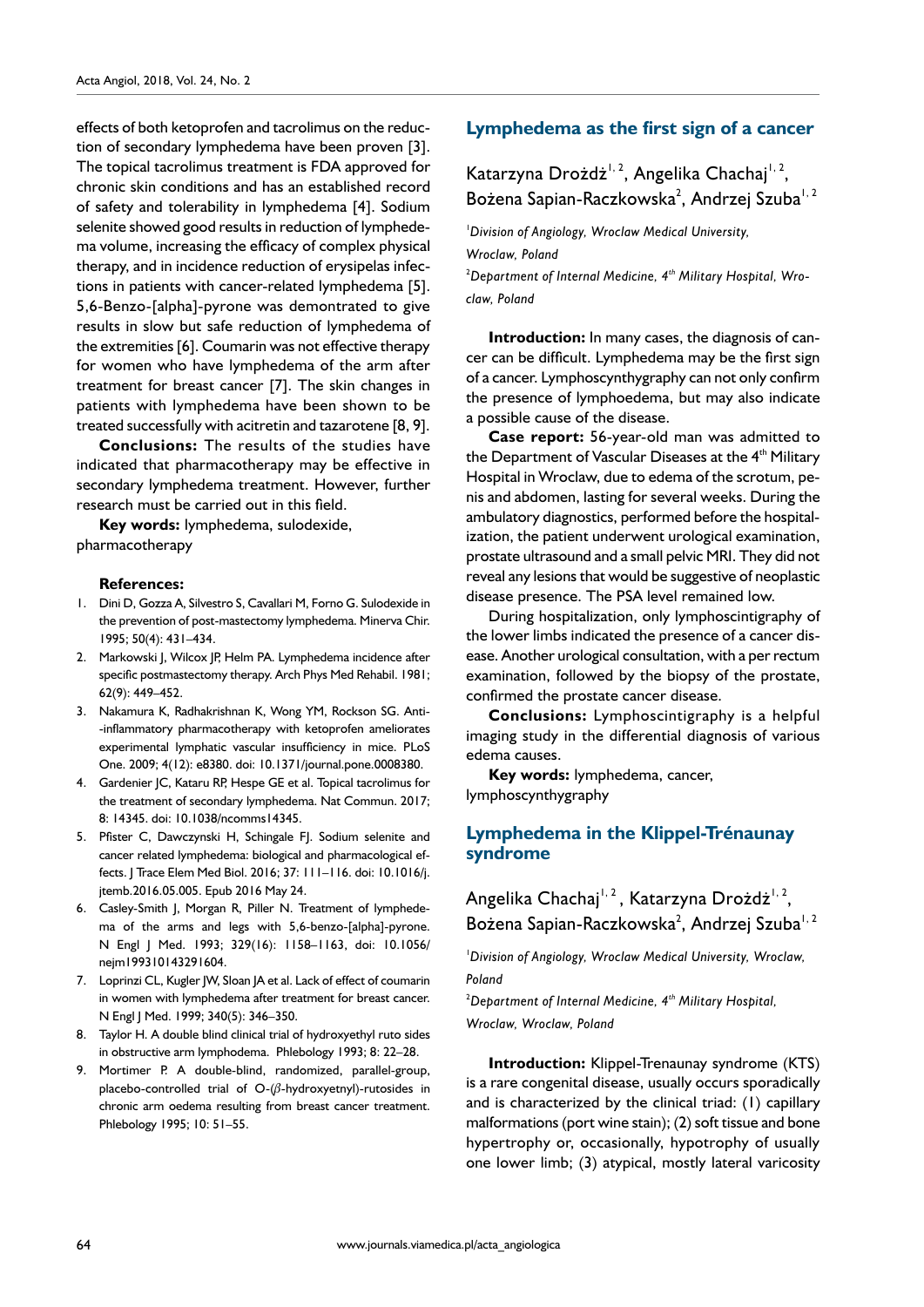effects of both ketoprofen and tacrolimus on the reduction of secondary lymphedema have been proven [3]. The topical tacrolimus treatment is FDA approved for chronic skin conditions and has an established record of safety and tolerability in lymphedema [4]. Sodium selenite showed good results in reduction of lymphedema volume, increasing the efficacy of complex physical therapy, and in incidence reduction of erysipelas infections in patients with cancer-related lymphedema [5]. 5,6-Benzo-[alpha]-pyrone was demontrated to give results in slow but safe reduction of lymphedema of the extremities [6]. Coumarin was not effective therapy for women who have lymphedema of the arm after treatment for breast cancer [7]. The skin changes in patients with lymphedema have been shown to be treated successfully with acitretin and tazarotene [8, 9].

**Conclusions:** The results of the studies have indicated that pharmacotherapy may be effective in secondary lymphedema treatment. However, further research must be carried out in this field.

**Key words:** lymphedema, sulodexide, pharmacotherapy

**References:**

1. Dini D, Gozza A, Silvestro S, Cavallari M, Forno G. Sulodexide in the prevention of post-mastectomy lymphedema. Minerva Chir. 1995; 50(4): 431–434.
2. Markowski J, Wilcox JP, Helm PA. Lymphedema incidence after specific postmastectomy therapy. Arch Phys Med Rehabil. 1981; 62(9): 449–452.
3. Nakamura K, Radhakrishnan K, Wong YM, Rockson SG. Anti--inflammatory pharmacotherapy with ketoprofen ameliorates experimental lymphatic vascular insufficiency in mice. PLoS One. 2009; 4(12): e8380. doi: 10.1371/journal.pone.0008380.
4. Gardenier JC, Kataru RP, Hespe GE et al. Topical tacrolimus for the treatment of secondary lymphedema. Nat Commun. 2017; 8: 14345. doi: 10.1038/ncomms14345.
5. Pfister C, Dawczynski H, Schingale FJ. Sodium selenite and cancer related lymphedema: biological and pharmacological effects. J Trace Elem Med Biol. 2016; 37: 111–116. doi: 10.1016/j.jtemb.2016.05.005. Epub 2016 May 24.
6. Casley-Smith J, Morgan R, Piller N. Treatment of lymphedema of the arms and legs with 5,6-benzo-[alpha]-pyrone. N Engl J Med. 1993; 329(16): 1158–1163, doi: 10.1056/nejm199310143291604.
7. Loprinzi CL, Kugler JW, Sloan JA et al. Lack of effect of coumarin in women with lymphedema after treatment for breast cancer. N Engl J Med. 1999; 340(5): 346–350.
8. Taylor H. A double blind clinical trial of hydroxyethyl ruto sides in obstructive arm lymphodema. Phlebology 1993; 8: 22–28.
9. Mortimer P. A double-blind, randomized, parallel-group, placebo-controlled trial of O-($\beta$-hydroxyetnyl)-rutosides in chronic arm oedema resulting from breast cancer treatment. Phlebology 1995; 10: 51–55.

## Lymphedema as the first sign of a cancer

Katarzyna Drożdż[1, 2], Angelika Chachaj[1, 2], Bożena Sapian-Raczkowska[2], Andrzej Szuba[1, 2]

[1]*Division of Angiology, Wroclaw Medical University, Wroclaw, Poland*

[2]*Department of Internal Medicine, 4th Military Hospital, Wroclaw, Poland*

**Introduction:** In many cases, the diagnosis of cancer can be difficult. Lymphedema may be the first sign of a cancer. Lymphoscynthygraphy can not only confirm the presence of lymphoedema, but may also indicate a possible cause of the disease.

**Case report:** 56-year-old man was admitted to the Department of Vascular Diseases at the 4th Military Hospital in Wroclaw, due to edema of the scrotum, penis and abdomen, lasting for several weeks. During the ambulatory diagnostics, performed before the hospitalization, the patient underwent urological examination, prostate ultrasound and a small pelvic MRI. They did not reveal any lesions that would be suggestive of neoplastic disease presence. The PSA level remained low.

During hospitalization, only lymphoscintigraphy of the lower limbs indicated the presence of a cancer disease. Another urological consultation, with a per rectum examination, followed by the biopsy of the prostate, confirmed the prostate cancer disease.

**Conclusions:** Lymphoscintigraphy is a helpful imaging study in the differential diagnosis of various edema causes.

**Key words:** lymphedema, cancer, lymphoscynthygraphy

## Lymphedema in the Klippel-Trénaunay syndrome

Angelika Chachaj[1, 2], Katarzyna Drożdż[1, 2], Bożena Sapian-Raczkowska[2], Andrzej Szuba[1, 2]

[1]*Division of Angiology, Wroclaw Medical University, Wroclaw, Poland*

[2]*Department of Internal Medicine, 4th Military Hospital, Wroclaw, Wroclaw, Poland*

**Introduction:** Klippel-Trenaunay syndrome (KTS) is a rare congenital disease, usually occurs sporadically and is characterized by the clinical triad: (1) capillary malformations (port wine stain); (2) soft tissue and bone hypertrophy or, occasionally, hypotrophy of usually one lower limb; (3) atypical, mostly lateral varicosity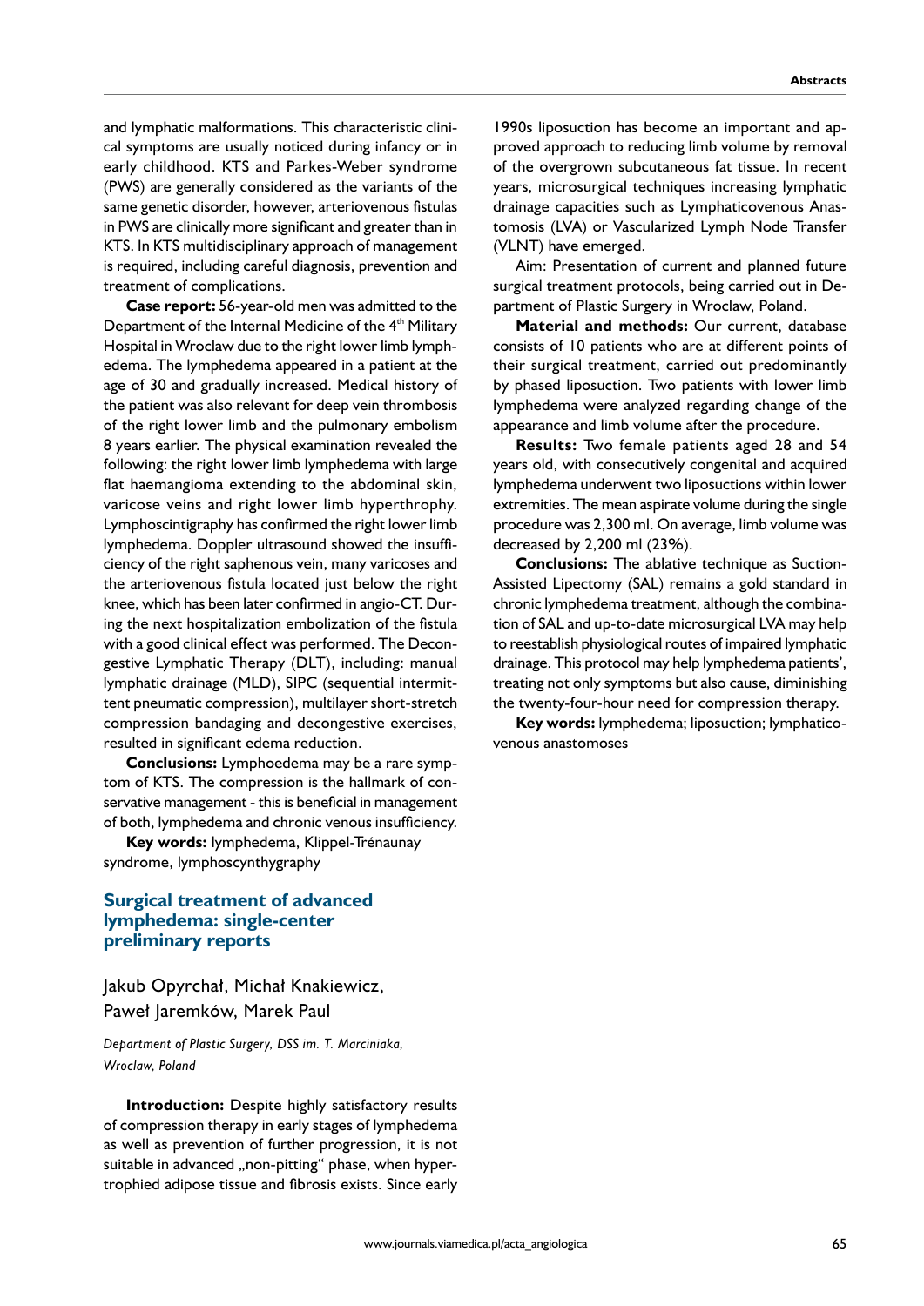and lymphatic malformations. This characteristic clinical symptoms are usually noticed during infancy or in early childhood. KTS and Parkes-Weber syndrome (PWS) are generally considered as the variants of the same genetic disorder, however, arteriovenous fistulas in PWS are clinically more significant and greater than in KTS. In KTS multidisciplinary approach of management is required, including careful diagnosis, prevention and treatment of complications.

**Case report:** 56-year-old men was admitted to the Department of the Internal Medicine of the 4th Military Hospital in Wroclaw due to the right lower limb lymphedema. The lymphedema appeared in a patient at the age of 30 and gradually increased. Medical history of the patient was also relevant for deep vein thrombosis of the right lower limb and the pulmonary embolism 8 years earlier. The physical examination revealed the following: the right lower limb lymphedema with large flat haemangioma extending to the abdominal skin, varicose veins and right lower limb hyperthrophy. Lymphoscintigraphy has confirmed the right lower limb lymphedema. Doppler ultrasound showed the insufficiency of the right saphenous vein, many varicoses and the arteriovenous fistula located just below the right knee, which has been later confirmed in angio-CT. During the next hospitalization embolization of the fistula with a good clinical effect was performed. The Decongestive Lymphatic Therapy (DLT), including: manual lymphatic drainage (MLD), SIPC (sequential intermittent pneumatic compression), multilayer short-stretch compression bandaging and decongestive exercises, resulted in significant edema reduction.

**Conclusions:** Lymphoedema may be a rare symptom of KTS. The compression is the hallmark of conservative management - this is beneficial in management of both, lymphedema and chronic venous insufficiency.

**Key words:** lymphedema, Klippel-Trénaunay syndrome, lymphoscynthygraphy

## Surgical treatment of advanced lymphedema: single-center preliminary reports

Jakub Opyrchał, Michał Knakiewicz, Paweł Jaremków, Marek Paul

*Department of Plastic Surgery, DSS im. T. Marciniaka, Wroclaw, Poland*

**Introduction:** Despite highly satisfactory results of compression therapy in early stages of lymphedema as well as prevention of further progression, it is not suitable in advanced „non-pitting" phase, when hypertrophied adipose tissue and fibrosis exists. Since early 1990s liposuction has become an important and approved approach to reducing limb volume by removal of the overgrown subcutaneous fat tissue. In recent years, microsurgical techniques increasing lymphatic drainage capacities such as Lymphaticovenous Anastomosis (LVA) or Vascularized Lymph Node Transfer (VLNT) have emerged.

Aim: Presentation of current and planned future surgical treatment protocols, being carried out in Department of Plastic Surgery in Wroclaw, Poland.

**Material and methods:** Our current, database consists of 10 patients who are at different points of their surgical treatment, carried out predominantly by phased liposuction. Two patients with lower limb lymphedema were analyzed regarding change of the appearance and limb volume after the procedure.

**Results:** Two female patients aged 28 and 54 years old, with consecutively congenital and acquired lymphedema underwent two liposuctions within lower extremities. The mean aspirate volume during the single procedure was 2,300 ml. On average, limb volume was decreased by 2,200 ml (23%).

**Conclusions:** The ablative technique as Suction-Assisted Lipectomy (SAL) remains a gold standard in chronic lymphedema treatment, although the combination of SAL and up-to-date microsurgical LVA may help to reestablish physiological routes of impaired lymphatic drainage. This protocol may help lymphedema patients', treating not only symptoms but also cause, diminishing the twenty-four-hour need for compression therapy.

**Key words:** lymphedema; liposuction; lymphaticovenous anastomoses